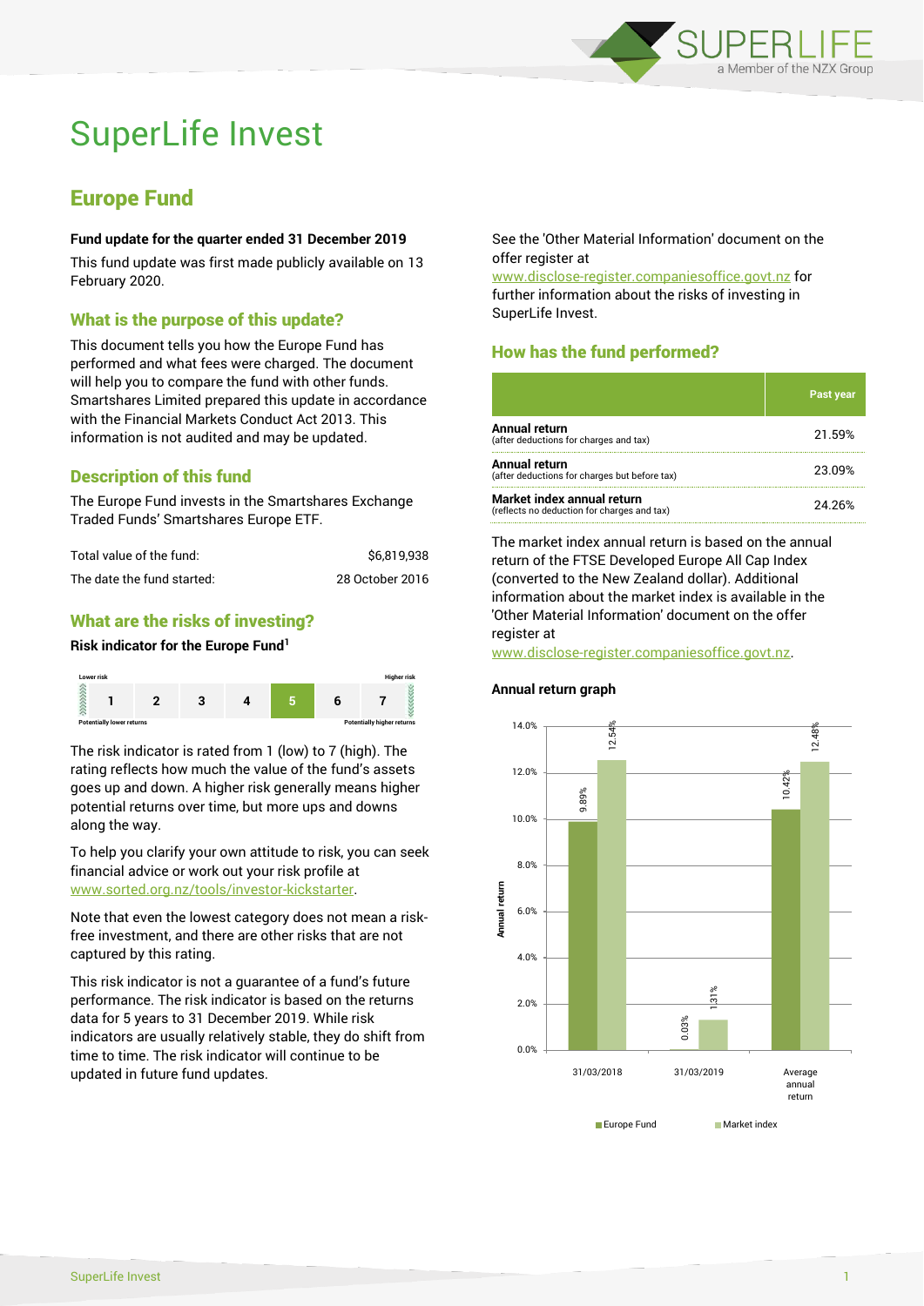# SuperLife Invest

## Europe Fund

**Fund update for the quarter ended 31 December 2019**

This fund update was first made publicly available on 13 February 2020.

### What is the purpose of this update?

This document tells you how the Europe Fund has performed and what fees were charged. The document will help you to compare the fund with other funds. Smartshares Limited prepared this update in accordance with the Financial Markets Conduct Act 2013. This information is not audited and may be updated.

### Description of this fund

The Europe Fund invests in the Smartshares Exchange Traded Funds' Smartshares Europe ETF.

| | |
|---|---|
| Total value of the fund: | $6,819,938 |
| The date the fund started: | 28 October 2016 |

### What are the risks of investing?

**Risk indicator for the Europe Fund[1]**

| Lower risk | | | | | | Higher risk |
|---|---|---|---|---|---|---|
| 1 | 2 | 3 | 4 | **5** | 6 | 7 |
| Potentially lower returns | | | | | | Potentially higher returns |

The risk indicator is rated from 1 (low) to 7 (high). The rating reflects how much the value of the fund's assets goes up and down. A higher risk generally means higher potential returns over time, but more ups and downs along the way.

To help you clarify your own attitude to risk, you can seek financial advice or work out your risk profile at www.sorted.org.nz/tools/investor-kickstarter.

Note that even the lowest category does not mean a risk-free investment, and there are other risks that are not captured by this rating.

This risk indicator is not a guarantee of a fund's future performance. The risk indicator is based on the returns data for 5 years to 31 December 2019. While risk indicators are usually relatively stable, they do shift from time to time. The risk indicator will continue to be updated in future fund updates.

See the 'Other Material Information' document on the offer register at www.disclose-register.companiesoffice.govt.nz for further information about the risks of investing in SuperLife Invest.

### How has the fund performed?

| | Past year |
|---|---|
| **Annual return** (after deductions for charges and tax) | 21.59% |
| **Annual return** (after deductions for charges but before tax) | 23.09% |
| **Market index annual return** (reflects no deduction for charges and tax) | 24.26% |

The market index annual return is based on the annual return of the FTSE Developed Europe All Cap Index (converted to the New Zealand dollar). Additional information about the market index is available in the 'Other Material Information' document on the offer register at www.disclose-register.companiesoffice.govt.nz.

**Annual return graph**

| | Europe Fund | Market index |
|---|---|---|
| 31/03/2018 | 9.89% | 12.54% |
| 31/03/2019 | 0.03% | 1.31% |
| Average annual return | 10.42% | 12.48% |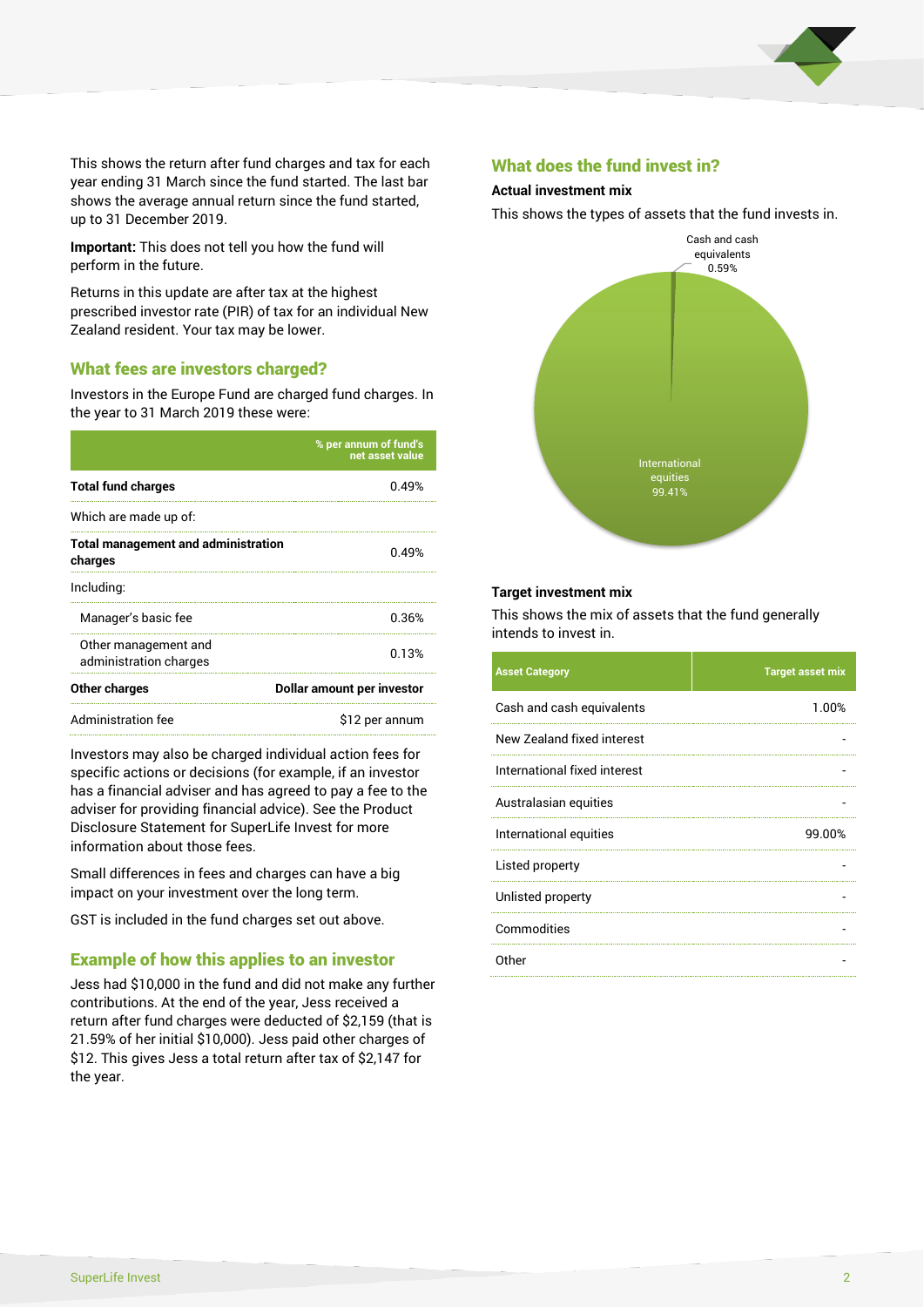This shows the return after fund charges and tax for each year ending 31 March since the fund started. The last bar shows the average annual return since the fund started, up to 31 December 2019.

**Important:** This does not tell you how the fund will perform in the future.

Returns in this update are after tax at the highest prescribed investor rate (PIR) of tax for an individual New Zealand resident. Your tax may be lower.

## What fees are investors charged?

Investors in the Europe Fund are charged fund charges. In the year to 31 March 2019 these were:

| | % per annum of fund's net asset value |
|---|---|
| **Total fund charges** | 0.49% |
| Which are made up of: | |
| **Total management and administration charges** | 0.49% |
| Including: | |
| Manager's basic fee | 0.36% |
| Other management and administration charges | 0.13% |
| **Other charges** | **Dollar amount per investor** |
| Administration fee | $12 per annum |

Investors may also be charged individual action fees for specific actions or decisions (for example, if an investor has a financial adviser and has agreed to pay a fee to the adviser for providing financial advice). See the Product Disclosure Statement for SuperLife Invest for more information about those fees.

Small differences in fees and charges can have a big impact on your investment over the long term.

GST is included in the fund charges set out above.

## Example of how this applies to an investor

Jess had $10,000 in the fund and did not make any further contributions. At the end of the year, Jess received a return after fund charges were deducted of $2,159 (that is 21.59% of her initial $10,000). Jess paid other charges of $12. This gives Jess a total return after tax of $2,147 for the year.

## What does the fund invest in?

### Actual investment mix

This shows the types of assets that the fund invests in.

Cash and cash equivalents 0.59%

International equities 99.41%

### Target investment mix

This shows the mix of assets that the fund generally intends to invest in.

| Asset Category | Target asset mix |
|---|---|
| Cash and cash equivalents | 1.00% |
| New Zealand fixed interest | - |
| International fixed interest | - |
| Australasian equities | - |
| International equities | 99.00% |
| Listed property | - |
| Unlisted property | - |
| Commodities | - |
| Other | - |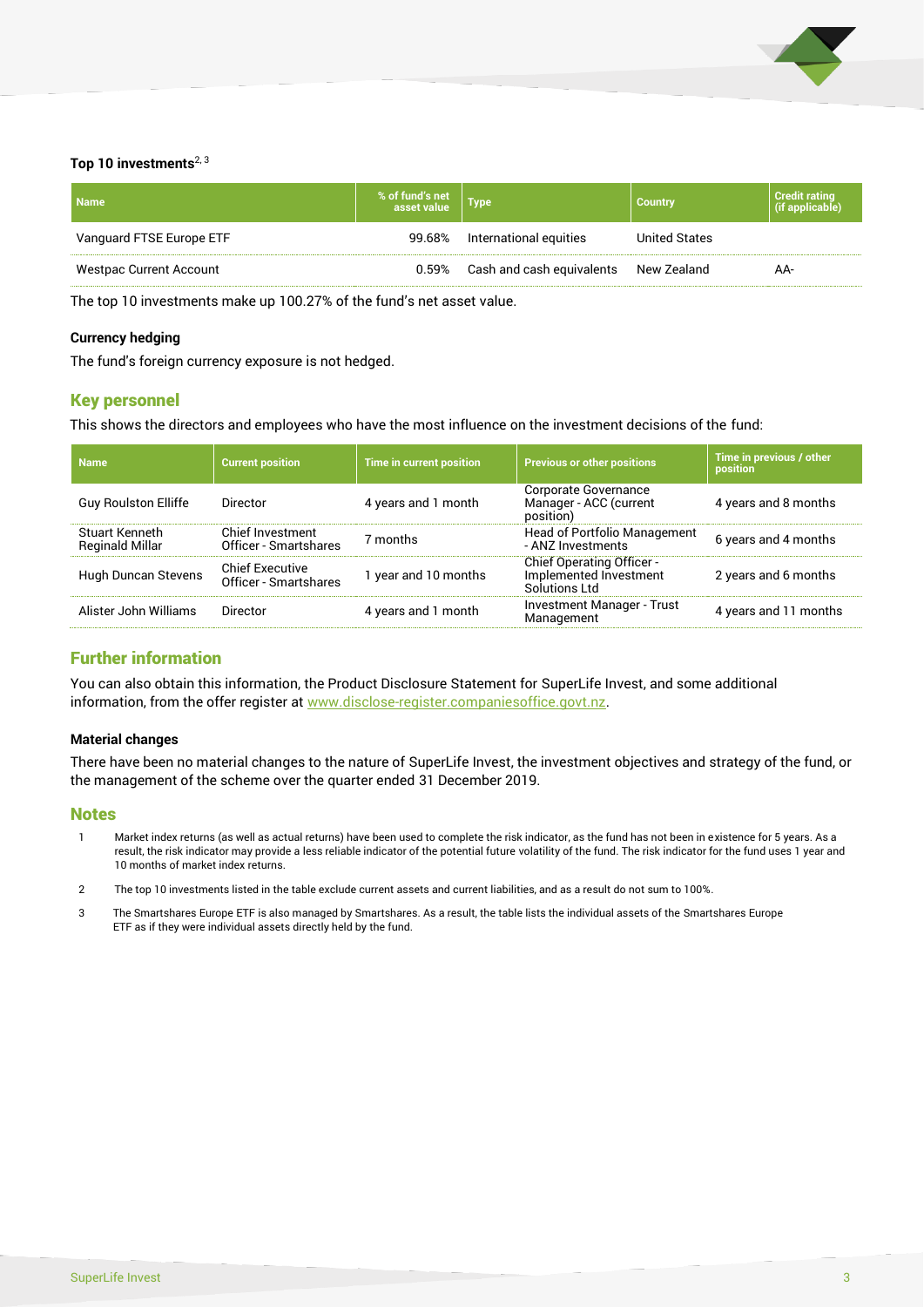### Top 10 investments[2, 3]

| Name | % of fund's net asset value | Type | Country | Credit rating (if applicable) |
|---|---|---|---|---|
| Vanguard FTSE Europe ETF | 99.68% | International equities | United States | |
| Westpac Current Account | 0.59% | Cash and cash equivalents | New Zealand | AA- |

The top 10 investments make up 100.27% of the fund's net asset value.

### Currency hedging

The fund's foreign currency exposure is not hedged.

## Key personnel

This shows the directors and employees who have the most influence on the investment decisions of the fund:

| Name | Current position | Time in current position | Previous or other positions | Time in previous / other position |
|---|---|---|---|---|
| Guy Roulston Elliffe | Director | 4 years and 1 month | Corporate Governance Manager - ACC (current position) | 4 years and 8 months |
| Stuart Kenneth Reginald Millar | Chief Investment Officer - Smartshares | 7 months | Head of Portfolio Management - ANZ Investments | 6 years and 4 months |
| Hugh Duncan Stevens | Chief Executive Officer - Smartshares | 1 year and 10 months | Chief Operating Officer - Implemented Investment Solutions Ltd | 2 years and 6 months |
| Alister John Williams | Director | 4 years and 1 month | Investment Manager - Trust Management | 4 years and 11 months |

## Further information

You can also obtain this information, the Product Disclosure Statement for SuperLife Invest, and some additional information, from the offer register at www.disclose-register.companiesoffice.govt.nz.

### Material changes

There have been no material changes to the nature of SuperLife Invest, the investment objectives and strategy of the fund, or the management of the scheme over the quarter ended 31 December 2019.

## Notes

1. Market index returns (as well as actual returns) have been used to complete the risk indicator, as the fund has not been in existence for 5 years. As a result, the risk indicator may provide a less reliable indicator of the potential future volatility of the fund. The risk indicator for the fund uses 1 year and 10 months of market index returns.
2. The top 10 investments listed in the table exclude current assets and current liabilities, and as a result do not sum to 100%.
3. The Smartshares Europe ETF is also managed by Smartshares. As a result, the table lists the individual assets of the Smartshares Europe ETF as if they were individual assets directly held by the fund.